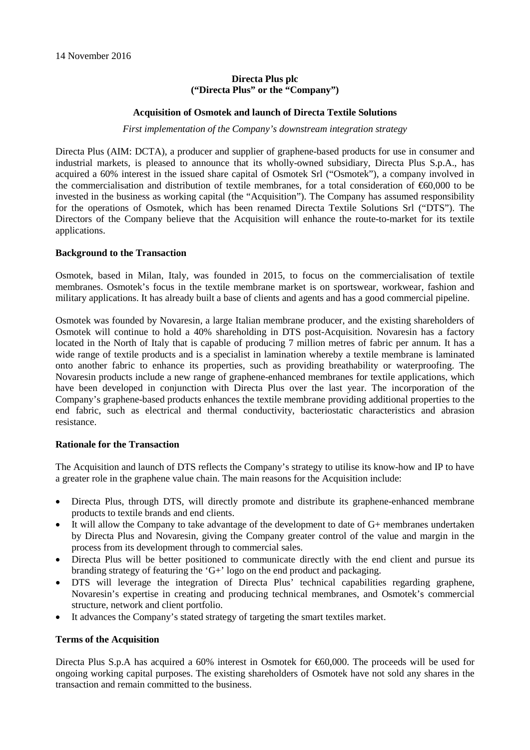14 November 2016

**Directa Plus plc**
**("Directa Plus" or the "Company")**

**Acquisition of Osmotek and launch of Directa Textile Solutions**

*First implementation of the Company's downstream integration strategy*

Directa Plus (AIM: DCTA), a producer and supplier of graphene-based products for use in consumer and industrial markets, is pleased to announce that its wholly-owned subsidiary, Directa Plus S.p.A., has acquired a 60% interest in the issued share capital of Osmotek Srl ("Osmotek"), a company involved in the commercialisation and distribution of textile membranes, for a total consideration of €60,000 to be invested in the business as working capital (the "Acquisition"). The Company has assumed responsibility for the operations of Osmotek, which has been renamed Directa Textile Solutions Srl ("DTS"). The Directors of the Company believe that the Acquisition will enhance the route-to-market for its textile applications.

**Background to the Transaction**

Osmotek, based in Milan, Italy, was founded in 2015, to focus on the commercialisation of textile membranes. Osmotek's focus in the textile membrane market is on sportswear, workwear, fashion and military applications. It has already built a base of clients and agents and has a good commercial pipeline.

Osmotek was founded by Novaresin, a large Italian membrane producer, and the existing shareholders of Osmotek will continue to hold a 40% shareholding in DTS post-Acquisition. Novaresin has a factory located in the North of Italy that is capable of producing 7 million metres of fabric per annum. It has a wide range of textile products and is a specialist in lamination whereby a textile membrane is laminated onto another fabric to enhance its properties, such as providing breathability or waterproofing. The Novaresin products include a new range of graphene-enhanced membranes for textile applications, which have been developed in conjunction with Directa Plus over the last year. The incorporation of the Company's graphene-based products enhances the textile membrane providing additional properties to the end fabric, such as electrical and thermal conductivity, bacteriostatic characteristics and abrasion resistance.

**Rationale for the Transaction**

The Acquisition and launch of DTS reflects the Company's strategy to utilise its know-how and IP to have a greater role in the graphene value chain. The main reasons for the Acquisition include:

- Directa Plus, through DTS, will directly promote and distribute its graphene-enhanced membrane products to textile brands and end clients.
- It will allow the Company to take advantage of the development to date of G+ membranes undertaken by Directa Plus and Novaresin, giving the Company greater control of the value and margin in the process from its development through to commercial sales.
- Directa Plus will be better positioned to communicate directly with the end client and pursue its branding strategy of featuring the 'G+' logo on the end product and packaging.
- DTS will leverage the integration of Directa Plus' technical capabilities regarding graphene, Novaresin's expertise in creating and producing technical membranes, and Osmotek's commercial structure, network and client portfolio.
- It advances the Company's stated strategy of targeting the smart textiles market.

**Terms of the Acquisition**

Directa Plus S.p.A has acquired a 60% interest in Osmotek for €60,000. The proceeds will be used for ongoing working capital purposes. The existing shareholders of Osmotek have not sold any shares in the transaction and remain committed to the business.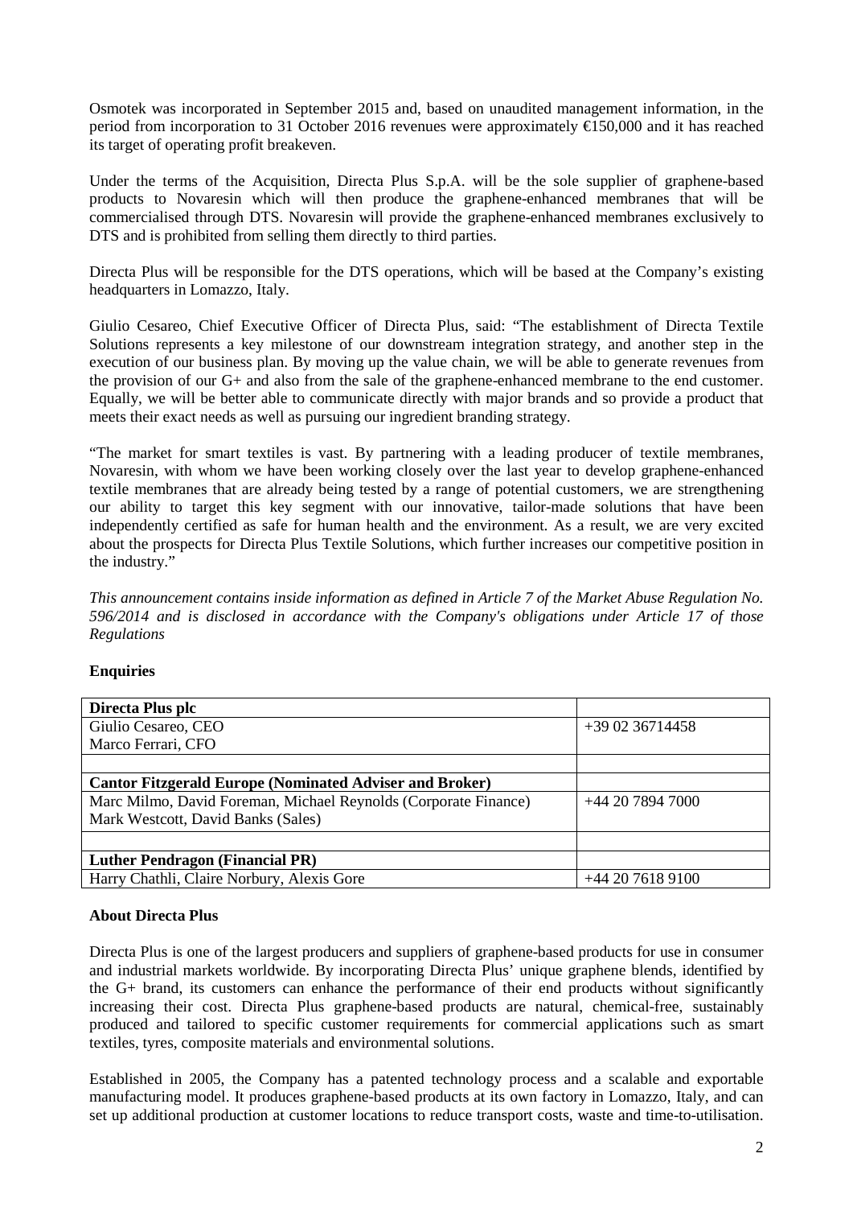Osmotek was incorporated in September 2015 and, based on unaudited management information, in the period from incorporation to 31 October 2016 revenues were approximately €150,000 and it has reached its target of operating profit breakeven.

Under the terms of the Acquisition, Directa Plus S.p.A. will be the sole supplier of graphene-based products to Novaresin which will then produce the graphene-enhanced membranes that will be commercialised through DTS. Novaresin will provide the graphene-enhanced membranes exclusively to DTS and is prohibited from selling them directly to third parties.

Directa Plus will be responsible for the DTS operations, which will be based at the Company's existing headquarters in Lomazzo, Italy.

Giulio Cesareo, Chief Executive Officer of Directa Plus, said: "The establishment of Directa Textile Solutions represents a key milestone of our downstream integration strategy, and another step in the execution of our business plan. By moving up the value chain, we will be able to generate revenues from the provision of our G+ and also from the sale of the graphene-enhanced membrane to the end customer. Equally, we will be better able to communicate directly with major brands and so provide a product that meets their exact needs as well as pursuing our ingredient branding strategy.

"The market for smart textiles is vast. By partnering with a leading producer of textile membranes, Novaresin, with whom we have been working closely over the last year to develop graphene-enhanced textile membranes that are already being tested by a range of potential customers, we are strengthening our ability to target this key segment with our innovative, tailor-made solutions that have been independently certified as safe for human health and the environment. As a result, we are very excited about the prospects for Directa Plus Textile Solutions, which further increases our competitive position in the industry."

*This announcement contains inside information as defined in Article 7 of the Market Abuse Regulation No. 596/2014 and is disclosed in accordance with the Company's obligations under Article 17 of those Regulations*

**Enquiries**

| **Directa Plus plc** | |
|---|---|
| Giulio Cesareo, CEO<br>Marco Ferrari, CFO | +39 02 36714458 |
| | |
| **Cantor Fitzgerald Europe (Nominated Adviser and Broker)** | |
| Marc Milmo, David Foreman, Michael Reynolds (Corporate Finance)<br>Mark Westcott, David Banks (Sales) | +44 20 7894 7000 |
| | |
| **Luther Pendragon (Financial PR)** | |
| Harry Chathli, Claire Norbury, Alexis Gore | +44 20 7618 9100 |

**About Directa Plus**

Directa Plus is one of the largest producers and suppliers of graphene-based products for use in consumer and industrial markets worldwide. By incorporating Directa Plus' unique graphene blends, identified by the G+ brand, its customers can enhance the performance of their end products without significantly increasing their cost. Directa Plus graphene-based products are natural, chemical-free, sustainably produced and tailored to specific customer requirements for commercial applications such as smart textiles, tyres, composite materials and environmental solutions.

Established in 2005, the Company has a patented technology process and a scalable and exportable manufacturing model. It produces graphene-based products at its own factory in Lomazzo, Italy, and can set up additional production at customer locations to reduce transport costs, waste and time-to-utilisation.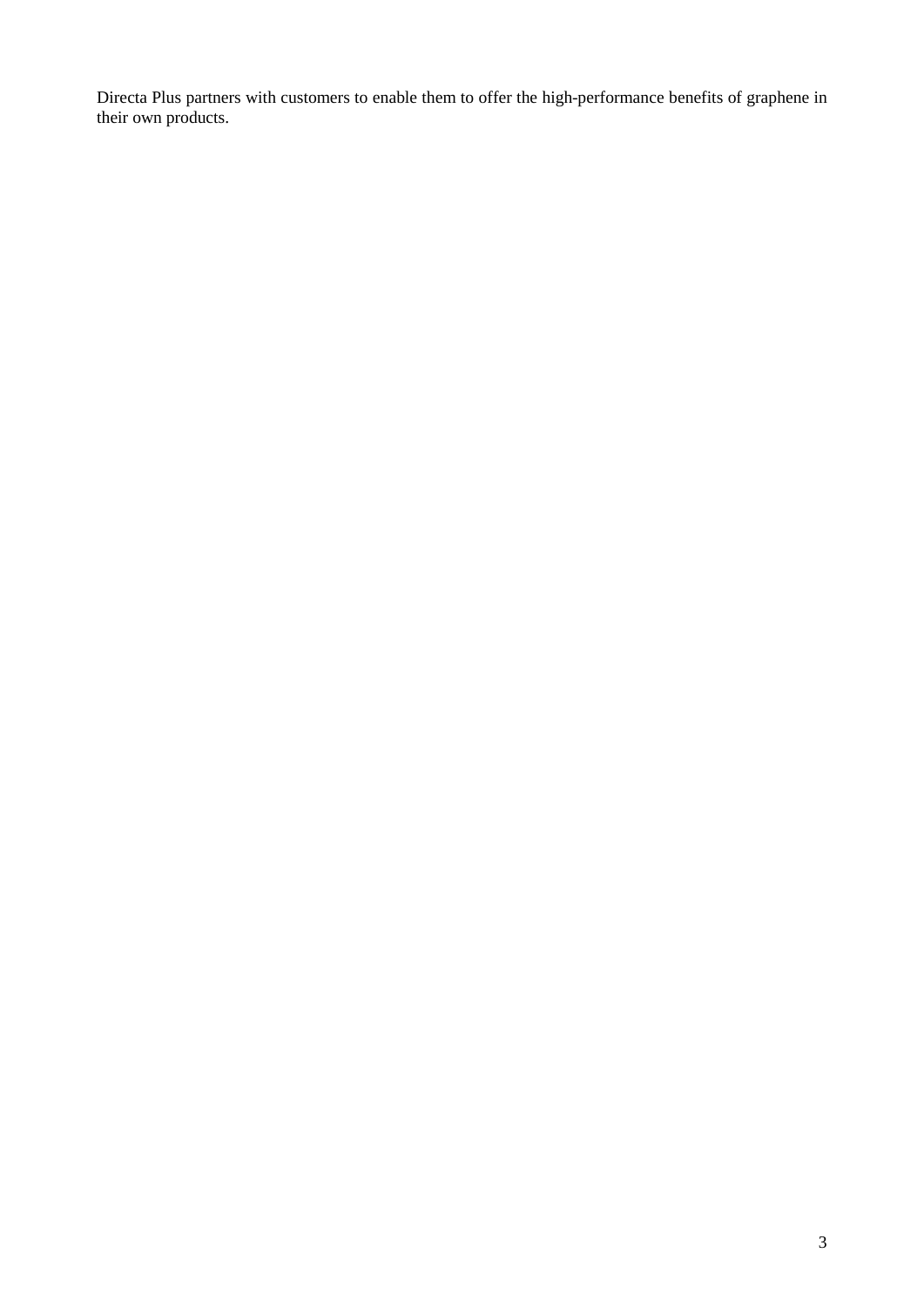Directa Plus partners with customers to enable them to offer the high-performance benefits of graphene in their own products.